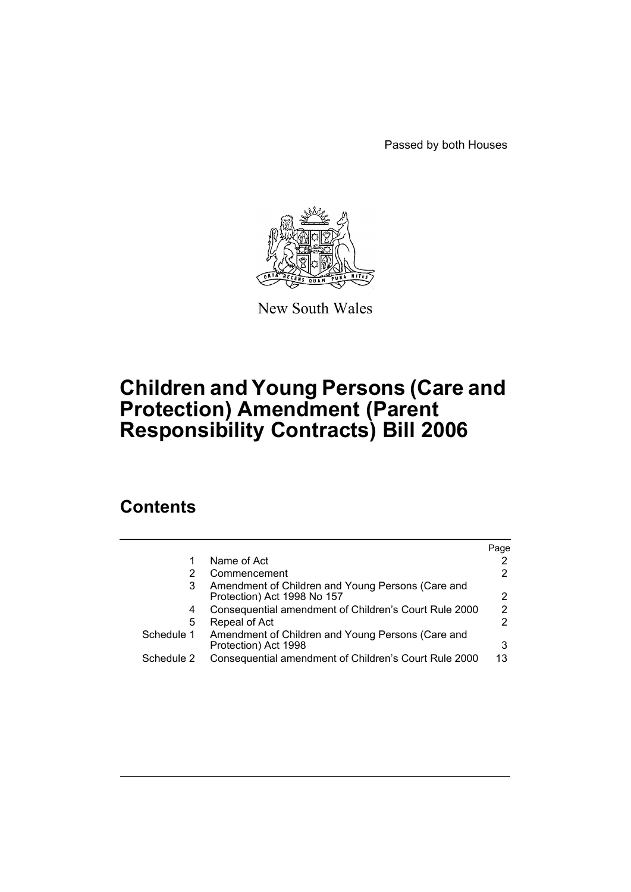Passed by both Houses

New South Wales

# Children and Young Persons (Care and Protection) Amendment (Parent Responsibility Contracts) Bill 2006

## Contents

| | | Page |
|---|---|---|
| 1 | Name of Act | 2 |
| 2 | Commencement | 2 |
| 3 | Amendment of Children and Young Persons (Care and Protection) Act 1998 No 157 | 2 |
| 4 | Consequential amendment of Children's Court Rule 2000 | 2 |
| 5 | Repeal of Act | 2 |
| Schedule 1 | Amendment of Children and Young Persons (Care and Protection) Act 1998 | 3 |
| Schedule 2 | Consequential amendment of Children's Court Rule 2000 | 13 |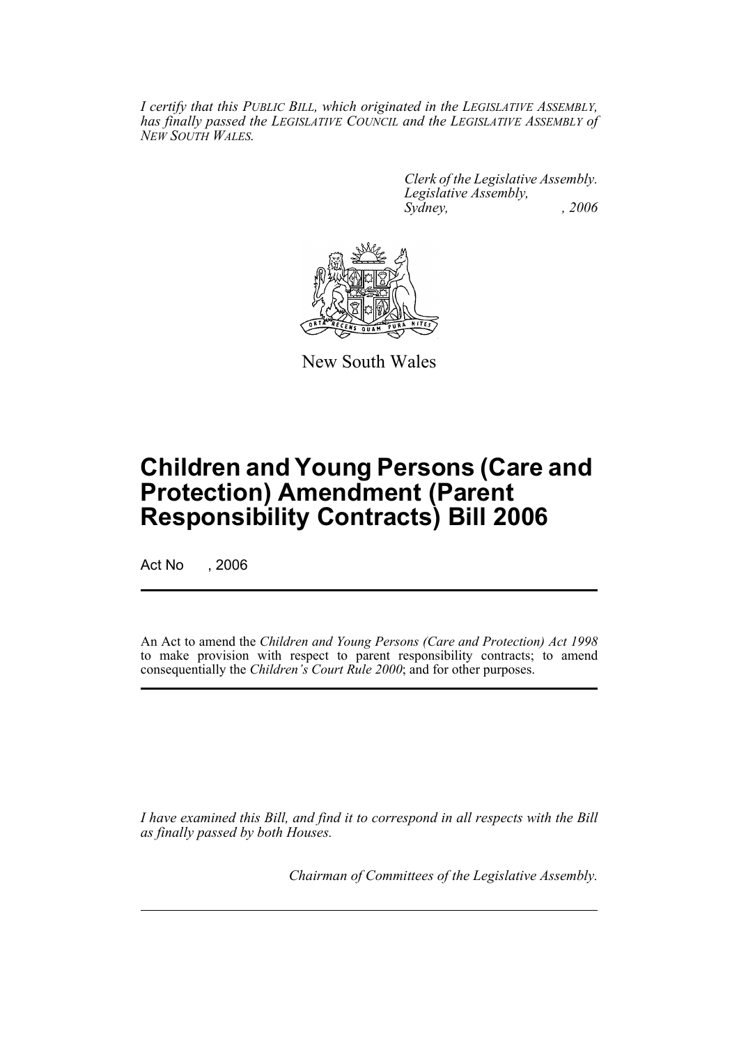*I certify that this PUBLIC BILL, which originated in the LEGISLATIVE ASSEMBLY, has finally passed the LEGISLATIVE COUNCIL and the LEGISLATIVE ASSEMBLY of NEW SOUTH WALES.*

*Clerk of the Legislative Assembly.*
*Legislative Assembly,*
*Sydney, , 2006*

New South Wales

# Children and Young Persons (Care and Protection) Amendment (Parent Responsibility Contracts) Bill 2006

Act No , 2006

An Act to amend the *Children and Young Persons (Care and Protection) Act 1998* to make provision with respect to parent responsibility contracts; to amend consequentially the *Children's Court Rule 2000*; and for other purposes.

*I have examined this Bill, and find it to correspond in all respects with the Bill as finally passed by both Houses.*

*Chairman of Committees of the Legislative Assembly.*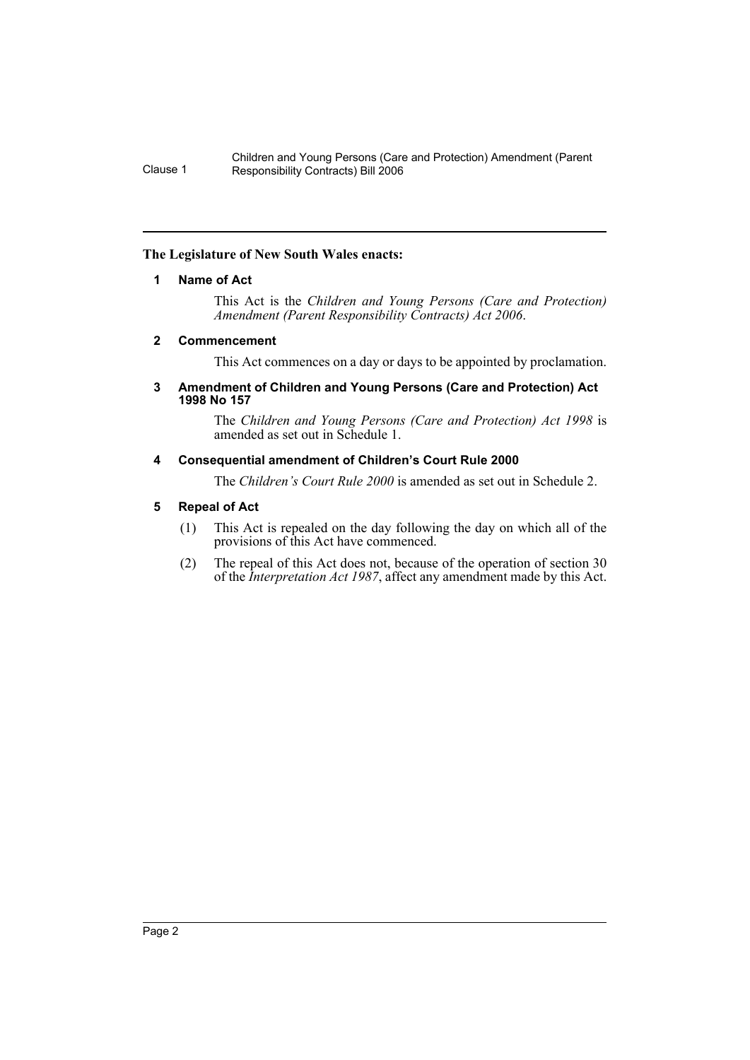**The Legislature of New South Wales enacts:**

### 1 Name of Act

This Act is the *Children and Young Persons (Care and Protection) Amendment (Parent Responsibility Contracts) Act 2006*.

### 2 Commencement

This Act commences on a day or days to be appointed by proclamation.

### 3 Amendment of Children and Young Persons (Care and Protection) Act 1998 No 157

The *Children and Young Persons (Care and Protection) Act 1998* is amended as set out in Schedule 1.

### 4 Consequential amendment of Children's Court Rule 2000

The *Children's Court Rule 2000* is amended as set out in Schedule 2.

### 5 Repeal of Act

(1) This Act is repealed on the day following the day on which all of the provisions of this Act have commenced.

(2) The repeal of this Act does not, because of the operation of section 30 of the *Interpretation Act 1987*, affect any amendment made by this Act.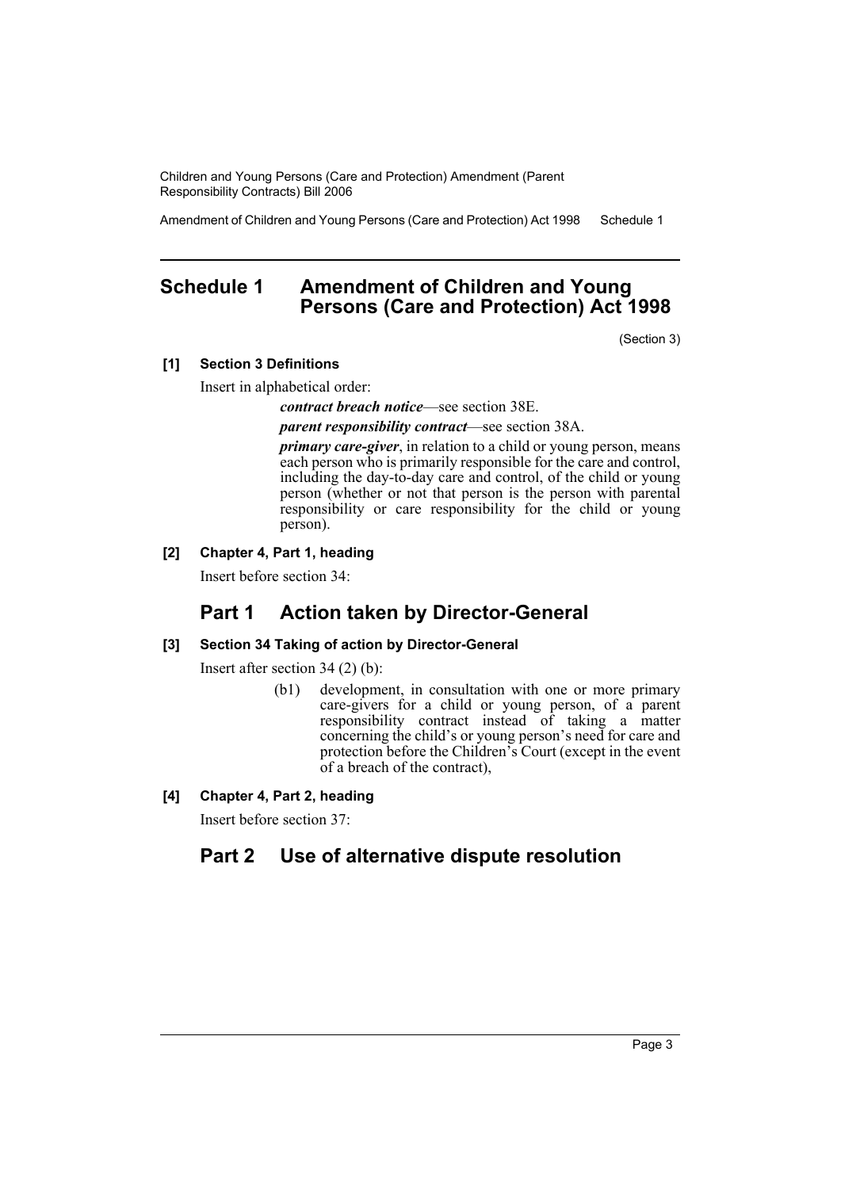## Schedule 1 Amendment of Children and Young Persons (Care and Protection) Act 1998

(Section 3)

**[1] Section 3 Definitions**

Insert in alphabetical order:

> ***contract breach notice***—see section 38E.
>
> ***parent responsibility contract***—see section 38A.
>
> ***primary care-giver***, in relation to a child or young person, means each person who is primarily responsible for the care and control, including the day-to-day care and control, of the child or young person (whether or not that person is the person with parental responsibility or care responsibility for the child or young person).

**[2] Chapter 4, Part 1, heading**

Insert before section 34:

## Part 1 Action taken by Director-General

**[3] Section 34 Taking of action by Director-General**

Insert after section 34 (2) (b):

> (b1) development, in consultation with one or more primary care-givers for a child or young person, of a parent responsibility contract instead of taking a matter concerning the child's or young person's need for care and protection before the Children's Court (except in the event of a breach of the contract),

**[4] Chapter 4, Part 2, heading**

Insert before section 37:

## Part 2 Use of alternative dispute resolution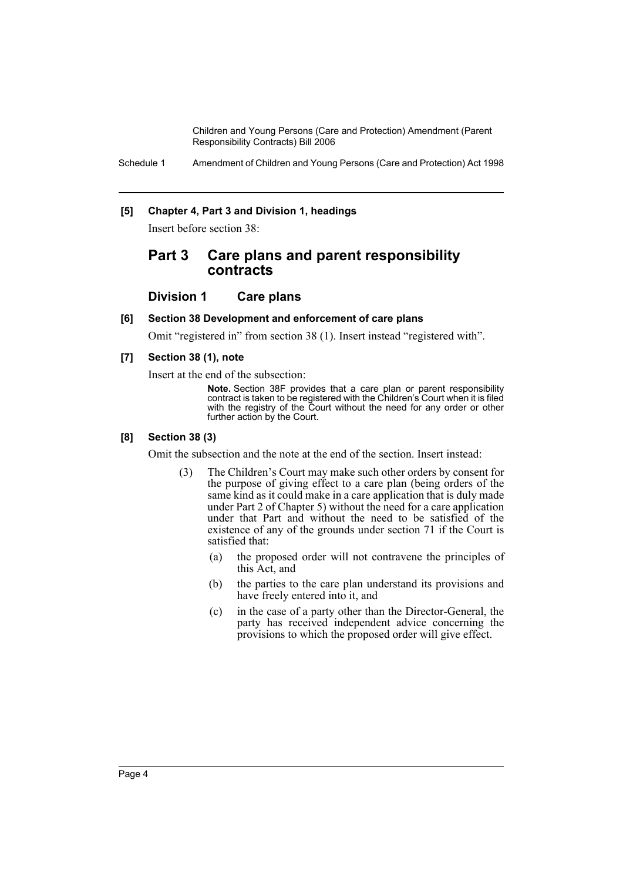**[5] Chapter 4, Part 3 and Division 1, headings**

Insert before section 38:

## Part 3 Care plans and parent responsibility contracts

### Division 1 Care plans

**[6] Section 38 Development and enforcement of care plans**

Omit "registered in" from section 38 (1). Insert instead "registered with".

**[7] Section 38 (1), note**

Insert at the end of the subsection:

> **Note.** Section 38F provides that a care plan or parent responsibility contract is taken to be registered with the Children's Court when it is filed with the registry of the Court without the need for any order or other further action by the Court.

**[8] Section 38 (3)**

Omit the subsection and the note at the end of the section. Insert instead:

(3) The Children's Court may make such other orders by consent for the purpose of giving effect to a care plan (being orders of the same kind as it could make in a care application that is duly made under Part 2 of Chapter 5) without the need for a care application under that Part and without the need to be satisfied of the existence of any of the grounds under section 71 if the Court is satisfied that:

- (a) the proposed order will not contravene the principles of this Act, and
- (b) the parties to the care plan understand its provisions and have freely entered into it, and
- (c) in the case of a party other than the Director-General, the party has received independent advice concerning the provisions to which the proposed order will give effect.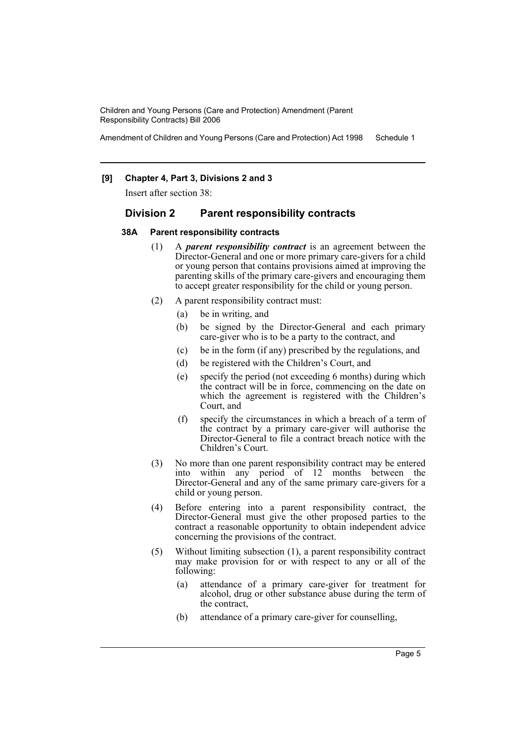**[9] Chapter 4, Part 3, Divisions 2 and 3**

Insert after section 38:

## Division 2 Parent responsibility contracts

### 38A Parent responsibility contracts

(1) A ***parent responsibility contract*** is an agreement between the Director-General and one or more primary care-givers for a child or young person that contains provisions aimed at improving the parenting skills of the primary care-givers and encouraging them to accept greater responsibility for the child or young person.

(2) A parent responsibility contract must:

- (a) be in writing, and
- (b) be signed by the Director-General and each primary care-giver who is to be a party to the contract, and
- (c) be in the form (if any) prescribed by the regulations, and
- (d) be registered with the Children's Court, and
- (e) specify the period (not exceeding 6 months) during which the contract will be in force, commencing on the date on which the agreement is registered with the Children's Court, and
- (f) specify the circumstances in which a breach of a term of the contract by a primary care-giver will authorise the Director-General to file a contract breach notice with the Children's Court.

(3) No more than one parent responsibility contract may be entered into within any period of 12 months between the Director-General and any of the same primary care-givers for a child or young person.

(4) Before entering into a parent responsibility contract, the Director-General must give the other proposed parties to the contract a reasonable opportunity to obtain independent advice concerning the provisions of the contract.

(5) Without limiting subsection (1), a parent responsibility contract may make provision for or with respect to any or all of the following:

- (a) attendance of a primary care-giver for treatment for alcohol, drug or other substance abuse during the term of the contract,
- (b) attendance of a primary care-giver for counselling,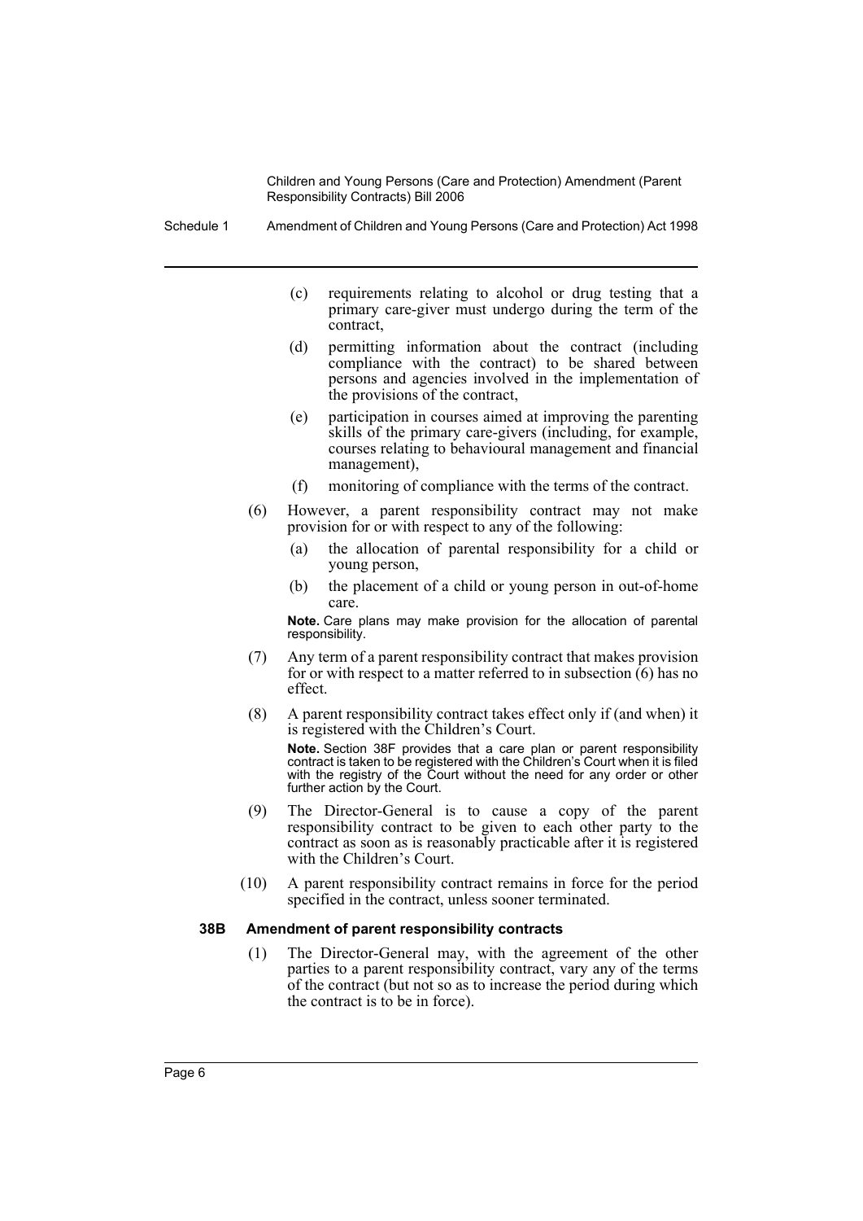(c) requirements relating to alcohol or drug testing that a primary care-giver must undergo during the term of the contract,

(d) permitting information about the contract (including compliance with the contract) to be shared between persons and agencies involved in the implementation of the provisions of the contract,

(e) participation in courses aimed at improving the parenting skills of the primary care-givers (including, for example, courses relating to behavioural management and financial management),

(f) monitoring of compliance with the terms of the contract.

(6) However, a parent responsibility contract may not make provision for or with respect to any of the following:

(a) the allocation of parental responsibility for a child or young person,

(b) the placement of a child or young person in out-of-home care.

**Note.** Care plans may make provision for the allocation of parental responsibility.

(7) Any term of a parent responsibility contract that makes provision for or with respect to a matter referred to in subsection (6) has no effect.

(8) A parent responsibility contract takes effect only if (and when) it is registered with the Children's Court.

**Note.** Section 38F provides that a care plan or parent responsibility contract is taken to be registered with the Children's Court when it is filed with the registry of the Court without the need for any order or other further action by the Court.

(9) The Director-General is to cause a copy of the parent responsibility contract to be given to each other party to the contract as soon as is reasonably practicable after it is registered with the Children's Court.

(10) A parent responsibility contract remains in force for the period specified in the contract, unless sooner terminated.

**38B Amendment of parent responsibility contracts**

(1) The Director-General may, with the agreement of the other parties to a parent responsibility contract, vary any of the terms of the contract (but not so as to increase the period during which the contract is to be in force).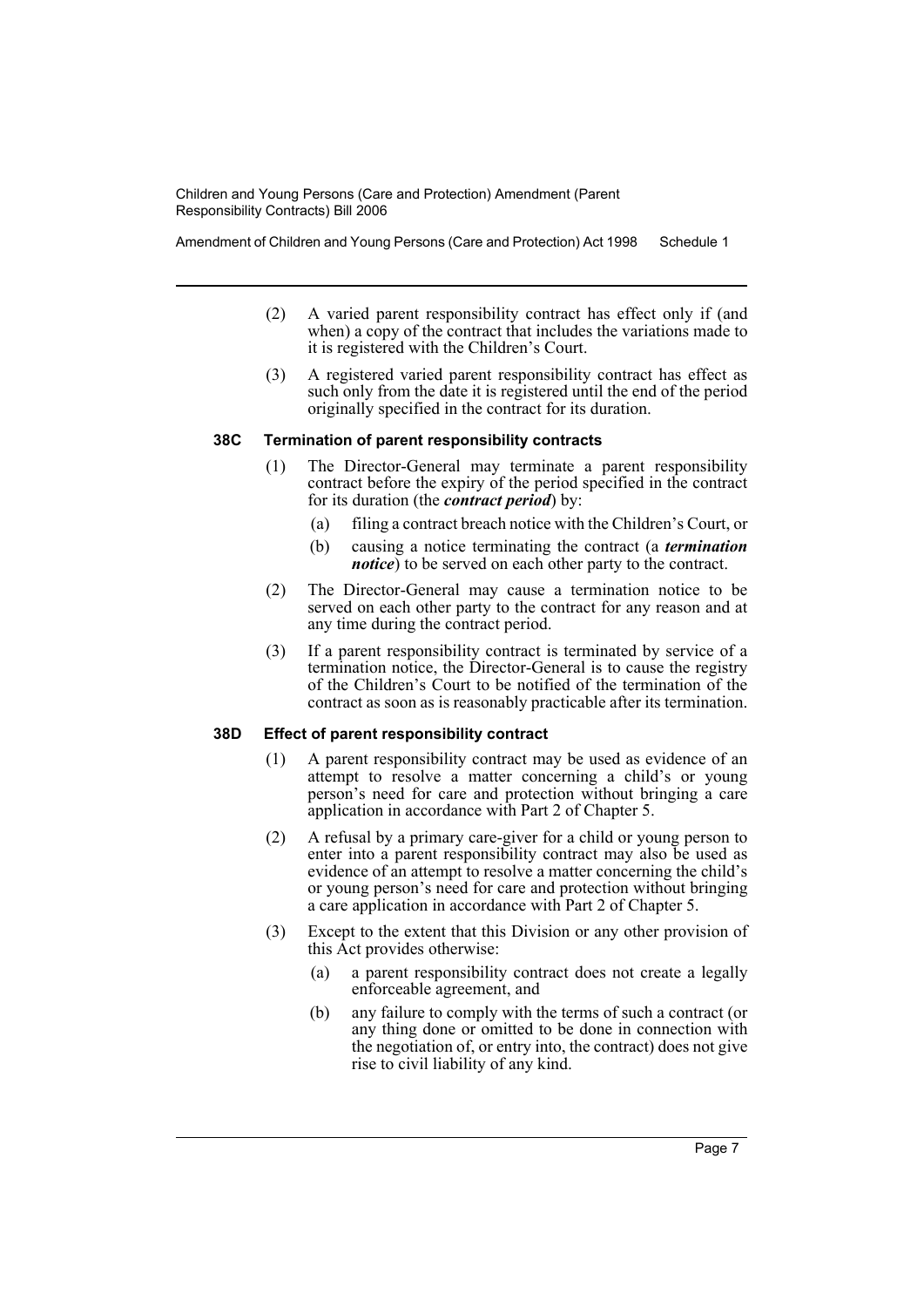(2) A varied parent responsibility contract has effect only if (and when) a copy of the contract that includes the variations made to it is registered with the Children's Court.

(3) A registered varied parent responsibility contract has effect as such only from the date it is registered until the end of the period originally specified in the contract for its duration.

### 38C Termination of parent responsibility contracts

(1) The Director-General may terminate a parent responsibility contract before the expiry of the period specified in the contract for its duration (the ***contract period***) by:

- (a) filing a contract breach notice with the Children's Court, or
- (b) causing a notice terminating the contract (a ***termination notice***) to be served on each other party to the contract.

(2) The Director-General may cause a termination notice to be served on each other party to the contract for any reason and at any time during the contract period.

(3) If a parent responsibility contract is terminated by service of a termination notice, the Director-General is to cause the registry of the Children's Court to be notified of the termination of the contract as soon as is reasonably practicable after its termination.

### 38D Effect of parent responsibility contract

(1) A parent responsibility contract may be used as evidence of an attempt to resolve a matter concerning a child's or young person's need for care and protection without bringing a care application in accordance with Part 2 of Chapter 5.

(2) A refusal by a primary care-giver for a child or young person to enter into a parent responsibility contract may also be used as evidence of an attempt to resolve a matter concerning the child's or young person's need for care and protection without bringing a care application in accordance with Part 2 of Chapter 5.

(3) Except to the extent that this Division or any other provision of this Act provides otherwise:

- (a) a parent responsibility contract does not create a legally enforceable agreement, and
- (b) any failure to comply with the terms of such a contract (or any thing done or omitted to be done in connection with the negotiation of, or entry into, the contract) does not give rise to civil liability of any kind.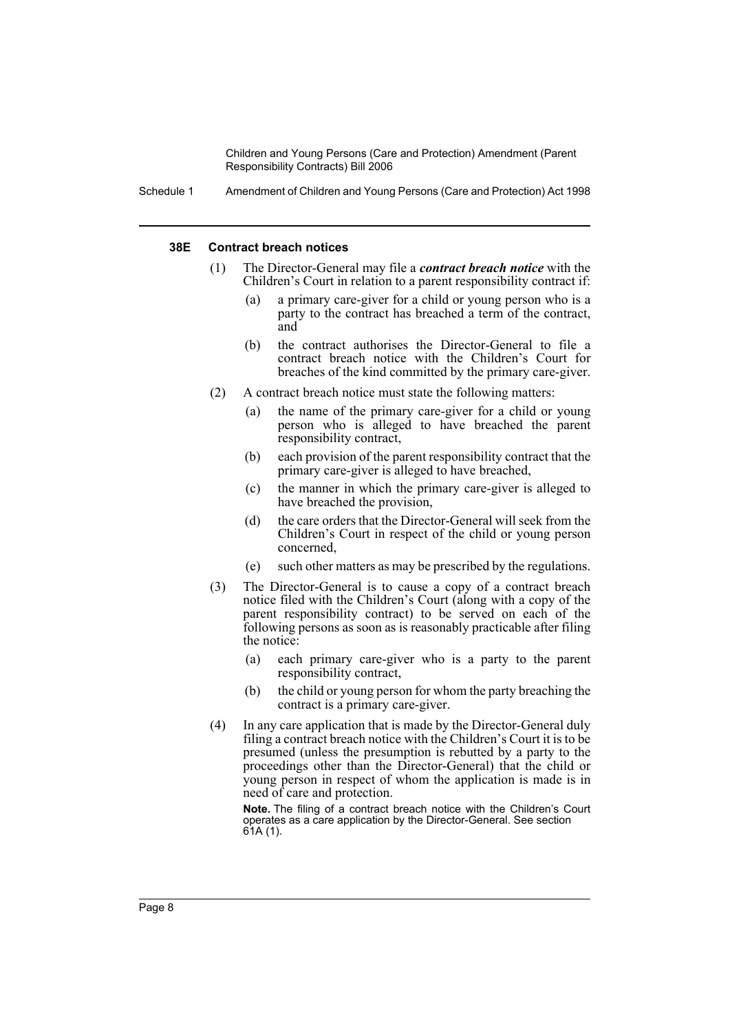#### 38E Contract breach notices

(1) The Director-General may file a ***contract breach notice*** with the Children's Court in relation to a parent responsibility contract if:

- (a) a primary care-giver for a child or young person who is a party to the contract has breached a term of the contract, and
- (b) the contract authorises the Director-General to file a contract breach notice with the Children's Court for breaches of the kind committed by the primary care-giver.

(2) A contract breach notice must state the following matters:

- (a) the name of the primary care-giver for a child or young person who is alleged to have breached the parent responsibility contract,
- (b) each provision of the parent responsibility contract that the primary care-giver is alleged to have breached,
- (c) the manner in which the primary care-giver is alleged to have breached the provision,
- (d) the care orders that the Director-General will seek from the Children's Court in respect of the child or young person concerned,
- (e) such other matters as may be prescribed by the regulations.

(3) The Director-General is to cause a copy of a contract breach notice filed with the Children's Court (along with a copy of the parent responsibility contract) to be served on each of the following persons as soon as is reasonably practicable after filing the notice:

- (a) each primary care-giver who is a party to the parent responsibility contract,
- (b) the child or young person for whom the party breaching the contract is a primary care-giver.

(4) In any care application that is made by the Director-General duly filing a contract breach notice with the Children's Court it is to be presumed (unless the presumption is rebutted by a party to the proceedings other than the Director-General) that the child or young person in respect of whom the application is made is in need of care and protection.

**Note.** The filing of a contract breach notice with the Children's Court operates as a care application by the Director-General. See section 61A (1).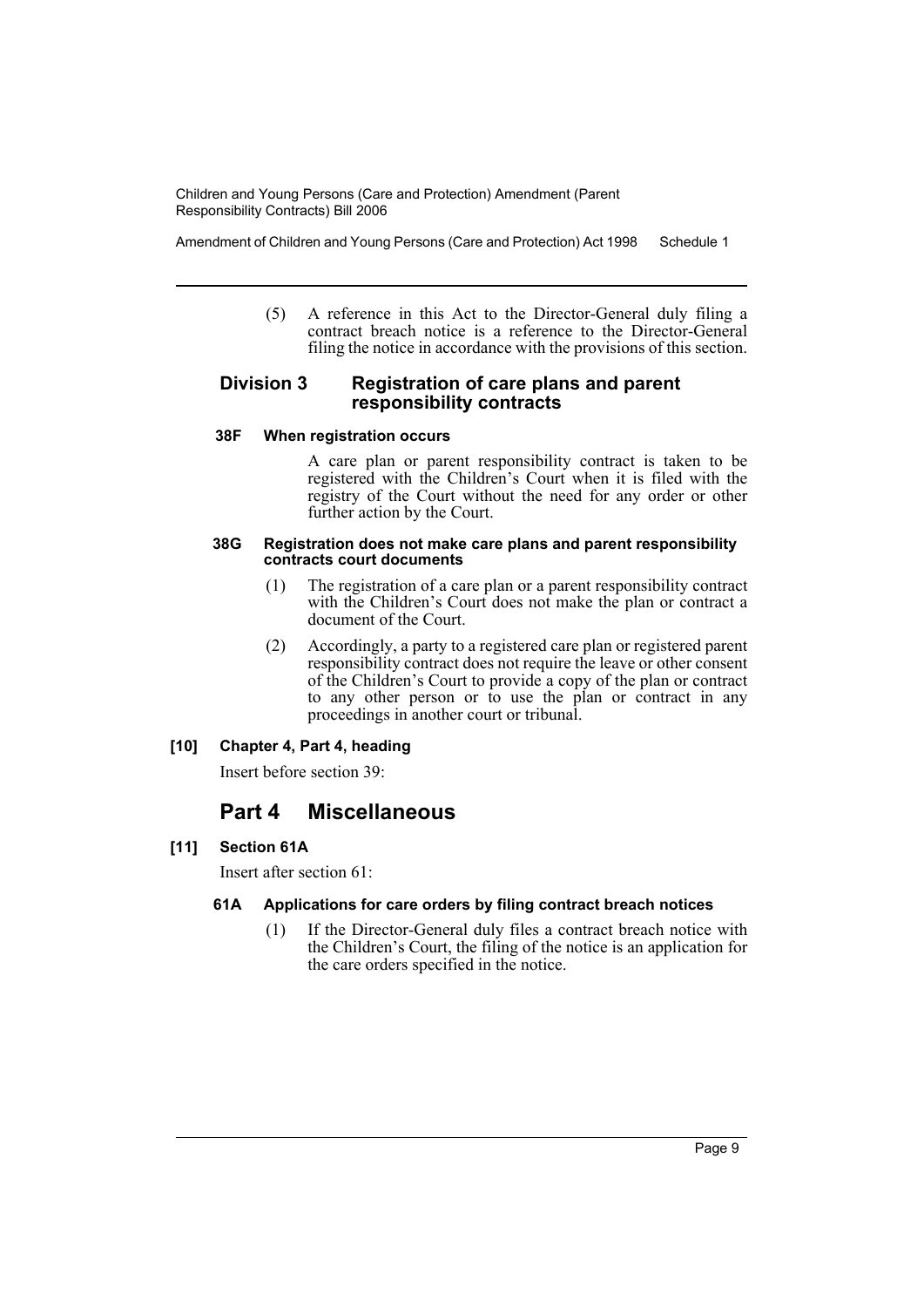(5) A reference in this Act to the Director-General duly filing a contract breach notice is a reference to the Director-General filing the notice in accordance with the provisions of this section.

### Division 3 Registration of care plans and parent responsibility contracts

#### 38F When registration occurs

A care plan or parent responsibility contract is taken to be registered with the Children's Court when it is filed with the registry of the Court without the need for any order or other further action by the Court.

#### 38G Registration does not make care plans and parent responsibility contracts court documents

(1) The registration of a care plan or a parent responsibility contract with the Children's Court does not make the plan or contract a document of the Court.

(2) Accordingly, a party to a registered care plan or registered parent responsibility contract does not require the leave or other consent of the Children's Court to provide a copy of the plan or contract to any other person or to use the plan or contract in any proceedings in another court or tribunal.

**[10] Chapter 4, Part 4, heading**

Insert before section 39:

## Part 4 Miscellaneous

**[11] Section 61A**

Insert after section 61:

#### 61A Applications for care orders by filing contract breach notices

(1) If the Director-General duly files a contract breach notice with the Children's Court, the filing of the notice is an application for the care orders specified in the notice.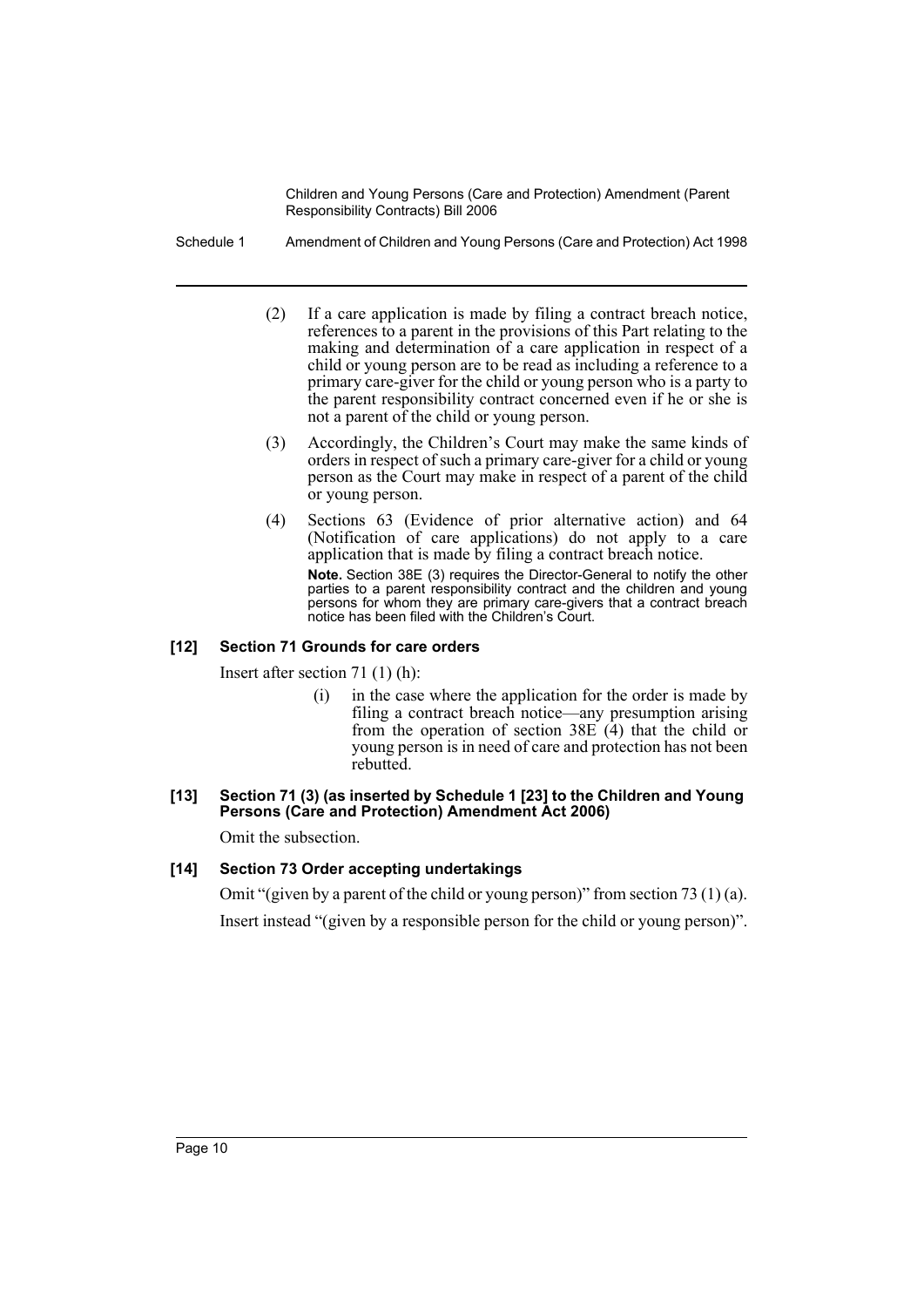(2) If a care application is made by filing a contract breach notice, references to a parent in the provisions of this Part relating to the making and determination of a care application in respect of a child or young person are to be read as including a reference to a primary care-giver for the child or young person who is a party to the parent responsibility contract concerned even if he or she is not a parent of the child or young person.

(3) Accordingly, the Children's Court may make the same kinds of orders in respect of such a primary care-giver for a child or young person as the Court may make in respect of a parent of the child or young person.

(4) Sections 63 (Evidence of prior alternative action) and 64 (Notification of care applications) do not apply to a care application that is made by filing a contract breach notice.

**Note.** Section 38E (3) requires the Director-General to notify the other parties to a parent responsibility contract and the children and young persons for whom they are primary care-givers that a contract breach notice has been filed with the Children's Court.

#### [12] Section 71 Grounds for care orders

Insert after section 71 (1) (h):

(i) in the case where the application for the order is made by filing a contract breach notice—any presumption arising from the operation of section 38E (4) that the child or young person is in need of care and protection has not been rebutted.

#### [13] Section 71 (3) (as inserted by Schedule 1 [23] to the Children and Young Persons (Care and Protection) Amendment Act 2006)

Omit the subsection.

#### [14] Section 73 Order accepting undertakings

Omit "(given by a parent of the child or young person)" from section 73 (1) (a).

Insert instead "(given by a responsible person for the child or young person)".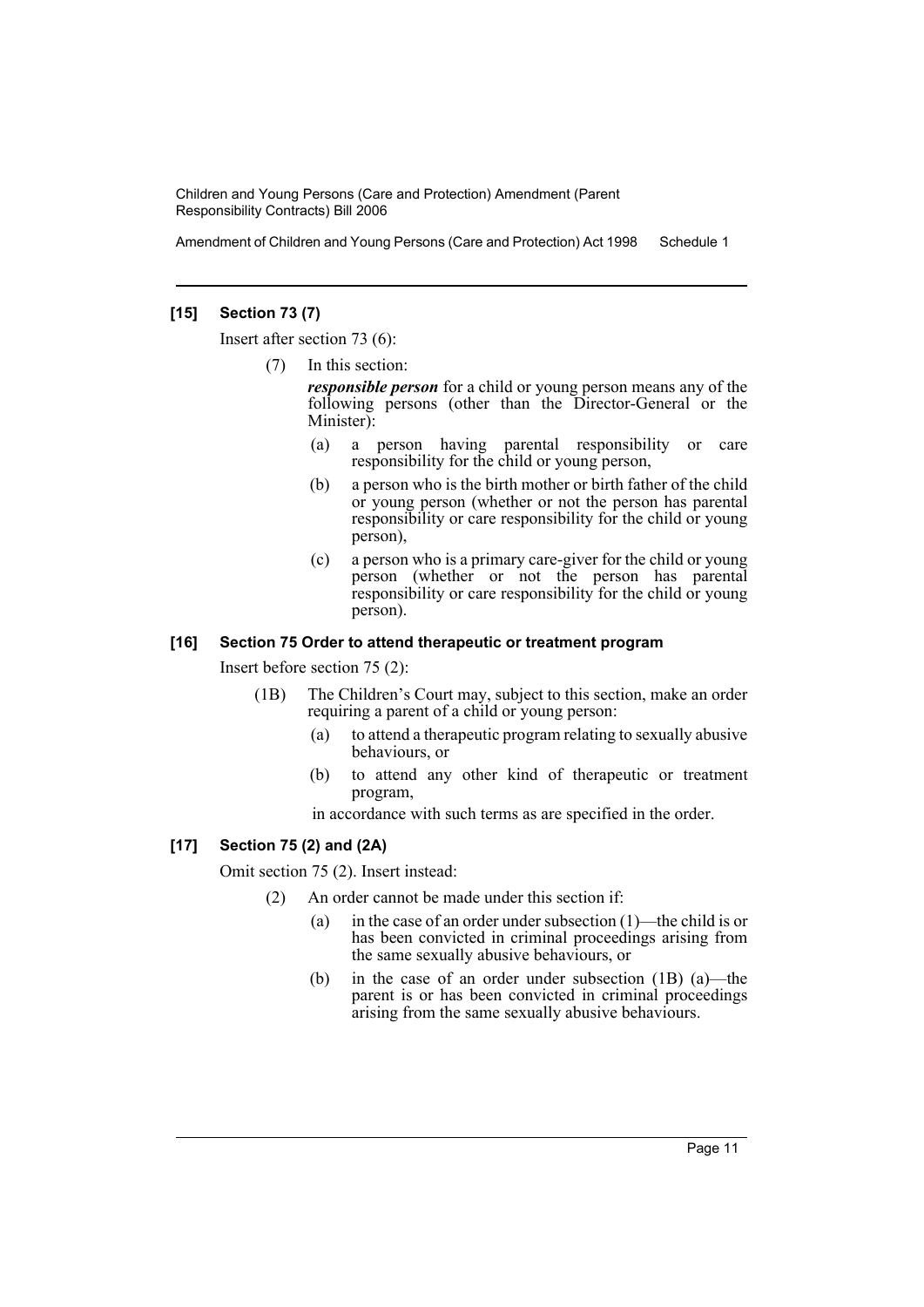### [15] Section 73 (7)

Insert after section 73 (6):

(7) In this section:

***responsible person*** for a child or young person means any of the following persons (other than the Director-General or the Minister):

(a) a person having parental responsibility or care responsibility for the child or young person,

(b) a person who is the birth mother or birth father of the child or young person (whether or not the person has parental responsibility or care responsibility for the child or young person),

(c) a person who is a primary care-giver for the child or young person (whether or not the person has parental responsibility or care responsibility for the child or young person).

### [16] Section 75 Order to attend therapeutic or treatment program

Insert before section 75 (2):

(1B) The Children's Court may, subject to this section, make an order requiring a parent of a child or young person:

(a) to attend a therapeutic program relating to sexually abusive behaviours, or

(b) to attend any other kind of therapeutic or treatment program,

in accordance with such terms as are specified in the order.

### [17] Section 75 (2) and (2A)

Omit section 75 (2). Insert instead:

(2) An order cannot be made under this section if:

(a) in the case of an order under subsection (1)—the child is or has been convicted in criminal proceedings arising from the same sexually abusive behaviours, or

(b) in the case of an order under subsection (1B) (a)—the parent is or has been convicted in criminal proceedings arising from the same sexually abusive behaviours.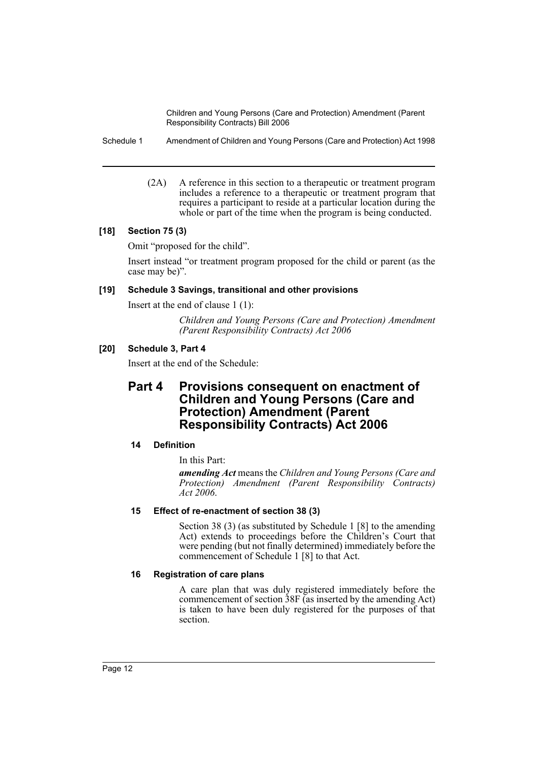(2A) A reference in this section to a therapeutic or treatment program includes a reference to a therapeutic or treatment program that requires a participant to reside at a particular location during the whole or part of the time when the program is being conducted.

#### [18] Section 75 (3)

Omit "proposed for the child".

Insert instead "or treatment program proposed for the child or parent (as the case may be)".

#### [19] Schedule 3 Savings, transitional and other provisions

Insert at the end of clause 1 (1):

*Children and Young Persons (Care and Protection) Amendment (Parent Responsibility Contracts) Act 2006*

#### [20] Schedule 3, Part 4

Insert at the end of the Schedule:

## Part 4 Provisions consequent on enactment of Children and Young Persons (Care and Protection) Amendment (Parent Responsibility Contracts) Act 2006

#### 14 Definition

In this Part:

***amending Act*** means the *Children and Young Persons (Care and Protection) Amendment (Parent Responsibility Contracts) Act 2006*.

#### 15 Effect of re-enactment of section 38 (3)

Section 38 (3) (as substituted by Schedule 1 [8] to the amending Act) extends to proceedings before the Children's Court that were pending (but not finally determined) immediately before the commencement of Schedule 1 [8] to that Act.

#### 16 Registration of care plans

A care plan that was duly registered immediately before the commencement of section 38F (as inserted by the amending Act) is taken to have been duly registered for the purposes of that section.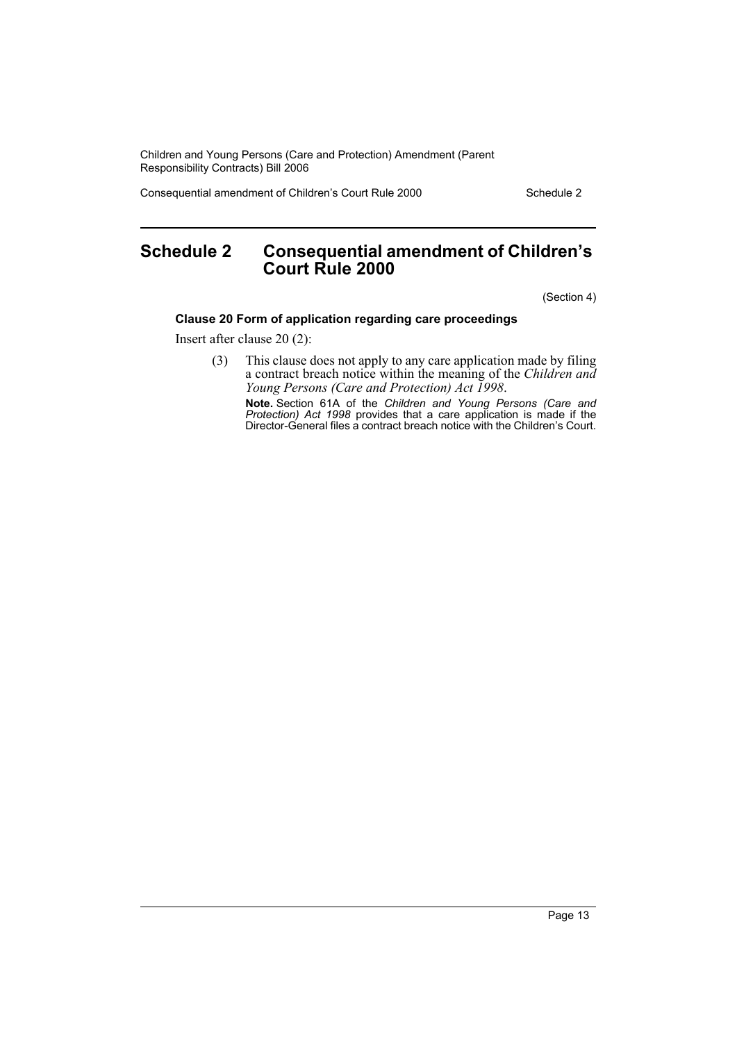# Schedule 2 Consequential amendment of Children's Court Rule 2000

(Section 4)

### Clause 20 Form of application regarding care proceedings

Insert after clause 20 (2):

(3) This clause does not apply to any care application made by filing a contract breach notice within the meaning of the *Children and Young Persons (Care and Protection) Act 1998*.

**Note.** Section 61A of the *Children and Young Persons (Care and Protection) Act 1998* provides that a care application is made if the Director-General files a contract breach notice with the Children's Court.